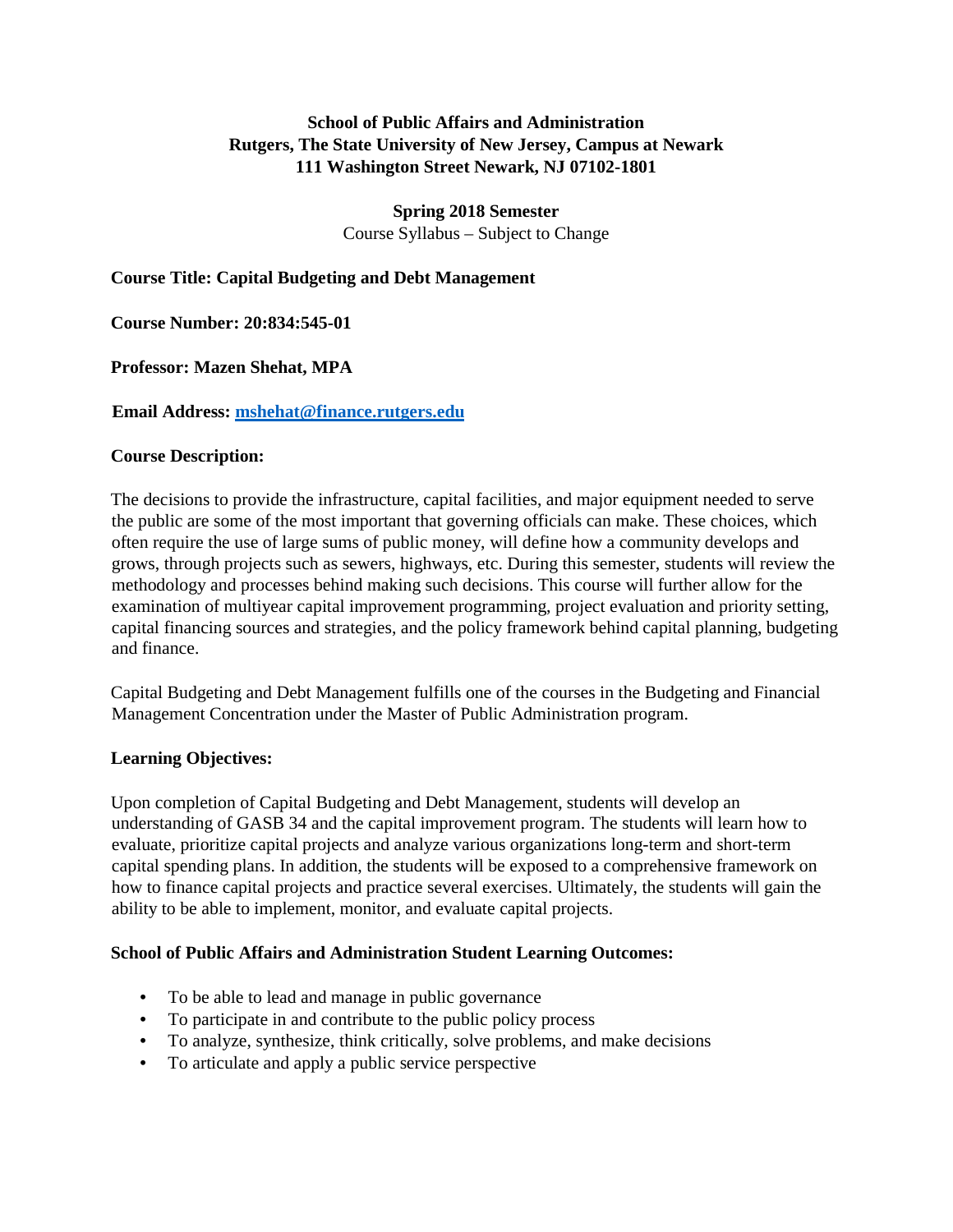**School of Public Affairs and Administration**
**Rutgers, The State University of New Jersey, Campus at Newark**
**111 Washington Street Newark, NJ 07102-1801**

**Spring 2018 Semester**
Course Syllabus – Subject to Change

**Course Title: Capital Budgeting and Debt Management**

**Course Number: 20:834:545-01**

**Professor: Mazen Shehat, MPA**

**Email Address: mshehat@finance.rutgers.edu**

**Course Description:**

The decisions to provide the infrastructure, capital facilities, and major equipment needed to serve the public are some of the most important that governing officials can make. These choices, which often require the use of large sums of public money, will define how a community develops and grows, through projects such as sewers, highways, etc. During this semester, students will review the methodology and processes behind making such decisions. This course will further allow for the examination of multiyear capital improvement programming, project evaluation and priority setting, capital financing sources and strategies, and the policy framework behind capital planning, budgeting and finance.

Capital Budgeting and Debt Management fulfills one of the courses in the Budgeting and Financial Management Concentration under the Master of Public Administration program.

**Learning Objectives:**

Upon completion of Capital Budgeting and Debt Management, students will develop an understanding of GASB 34 and the capital improvement program. The students will learn how to evaluate, prioritize capital projects and analyze various organizations long-term and short-term capital spending plans. In addition, the students will be exposed to a comprehensive framework on how to finance capital projects and practice several exercises. Ultimately, the students will gain the ability to be able to implement, monitor, and evaluate capital projects.

**School of Public Affairs and Administration Student Learning Outcomes:**

- To be able to lead and manage in public governance
- To participate in and contribute to the public policy process
- To analyze, synthesize, think critically, solve problems, and make decisions
- To articulate and apply a public service perspective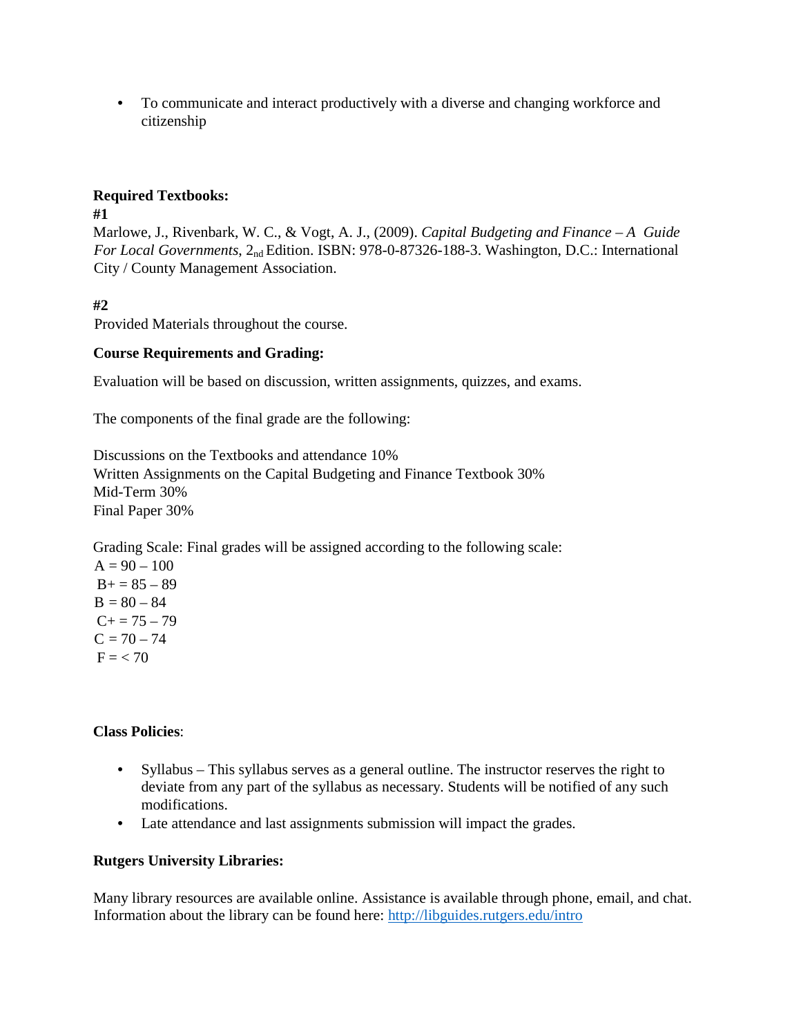- To communicate and interact productively with a diverse and changing workforce and citizenship

**Required Textbooks:**

**#1**

Marlowe, J., Rivenbark, W. C., & Vogt, A. J., (2009). *Capital Budgeting and Finance – A Guide For Local Governments*, 2$_{nd}$ Edition. ISBN: 978-0-87326-188-3. Washington, D.C.: International City / County Management Association.

**#2**

Provided Materials throughout the course.

**Course Requirements and Grading:**

Evaluation will be based on discussion, written assignments, quizzes, and exams.

The components of the final grade are the following:

Discussions on the Textbooks and attendance 10%
Written Assignments on the Capital Budgeting and Finance Textbook 30%
Mid-Term 30%
Final Paper 30%

Grading Scale: Final grades will be assigned according to the following scale:
A = 90 – 100
B+ = 85 – 89
B = 80 – 84
C+ = 75 – 79
C = 70 – 74
F = < 70

**Class Policies**:

- Syllabus – This syllabus serves as a general outline. The instructor reserves the right to deviate from any part of the syllabus as necessary. Students will be notified of any such modifications.
- Late attendance and last assignments submission will impact the grades.

**Rutgers University Libraries:**

Many library resources are available online. Assistance is available through phone, email, and chat. Information about the library can be found here: http://libguides.rutgers.edu/intro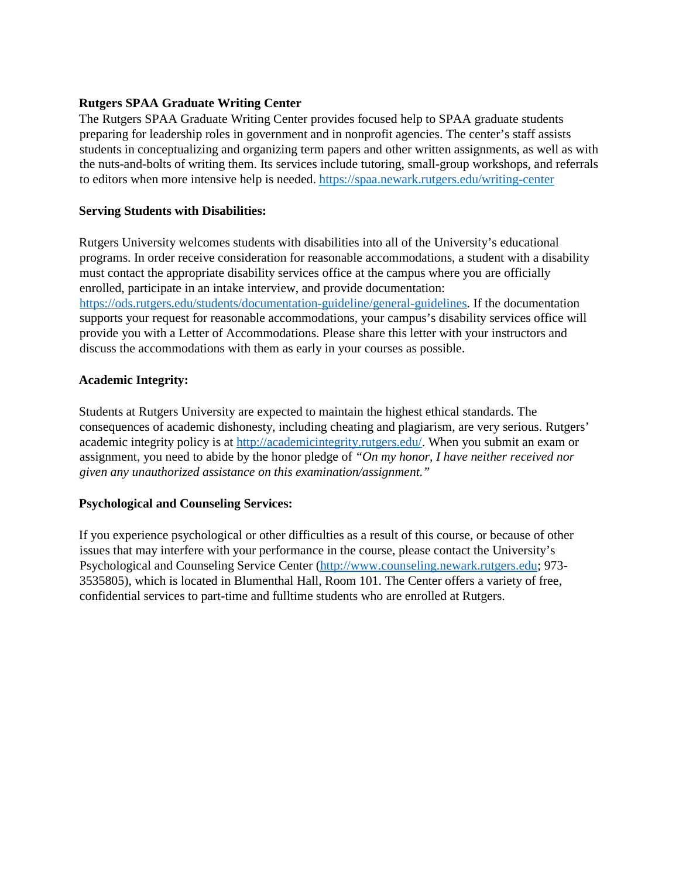**Rutgers SPAA Graduate Writing Center**

The Rutgers SPAA Graduate Writing Center provides focused help to SPAA graduate students preparing for leadership roles in government and in nonprofit agencies. The center's staff assists students in conceptualizing and organizing term papers and other written assignments, as well as with the nuts-and-bolts of writing them. Its services include tutoring, small-group workshops, and referrals to editors when more intensive help is needed. https://spaa.newark.rutgers.edu/writing-center

**Serving Students with Disabilities:**

Rutgers University welcomes students with disabilities into all of the University's educational programs. In order receive consideration for reasonable accommodations, a student with a disability must contact the appropriate disability services office at the campus where you are officially enrolled, participate in an intake interview, and provide documentation: https://ods.rutgers.edu/students/documentation-guideline/general-guidelines. If the documentation supports your request for reasonable accommodations, your campus's disability services office will provide you with a Letter of Accommodations. Please share this letter with your instructors and discuss the accommodations with them as early in your courses as possible.

**Academic Integrity:**

Students at Rutgers University are expected to maintain the highest ethical standards. The consequences of academic dishonesty, including cheating and plagiarism, are very serious. Rutgers' academic integrity policy is at http://academicintegrity.rutgers.edu/. When you submit an exam or assignment, you need to abide by the honor pledge of *"On my honor, I have neither received nor given any unauthorized assistance on this examination/assignment."*

**Psychological and Counseling Services:**

If you experience psychological or other difficulties as a result of this course, or because of other issues that may interfere with your performance in the course, please contact the University's Psychological and Counseling Service Center (http://www.counseling.newark.rutgers.edu; 973-3535805), which is located in Blumenthal Hall, Room 101. The Center offers a variety of free, confidential services to part-time and fulltime students who are enrolled at Rutgers.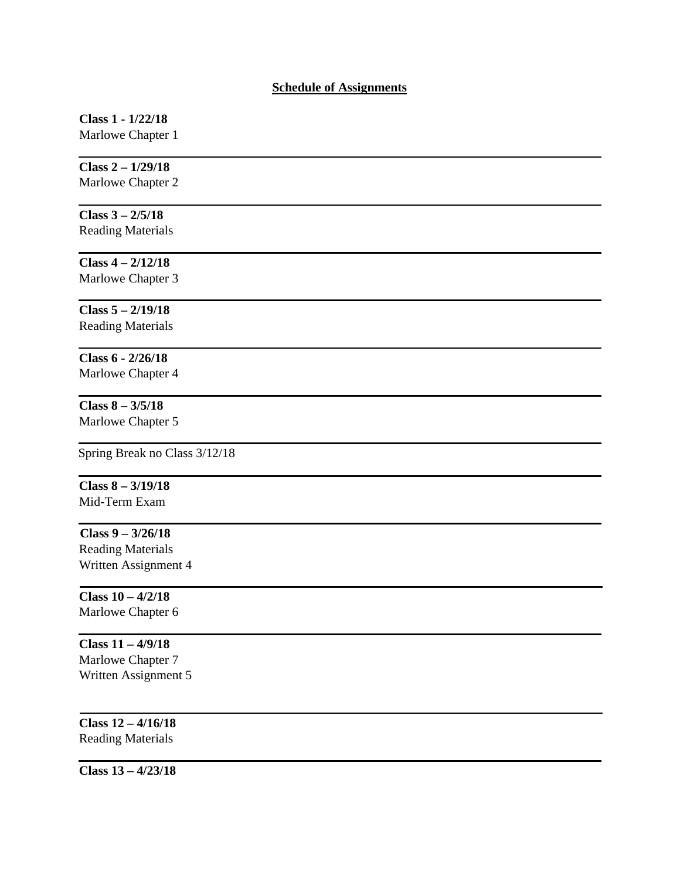**<u>Schedule of Assignments</u>**

**Class 1 - 1/22/18**
Marlowe Chapter 1

---

**Class 2 – 1/29/18**
Marlowe Chapter 2

---

**Class 3 – 2/5/18**
Reading Materials

---

**Class 4 – 2/12/18**
Marlowe Chapter 3

---

**Class 5 – 2/19/18**
Reading Materials

---

**Class 6 - 2/26/18**
Marlowe Chapter 4

---

**Class 8 – 3/5/18**
Marlowe Chapter 5

---

Spring Break no Class 3/12/18

---

**Class 8 – 3/19/18**
Mid-Term Exam

---

**Class 9 – 3/26/18**
Reading Materials
Written Assignment 4

---

**Class 10 – 4/2/18**
Marlowe Chapter 6

---

**Class 11 – 4/9/18**
Marlowe Chapter 7
Written Assignment 5

---

**Class 12 – 4/16/18**
Reading Materials

---

**Class 13 – 4/23/18**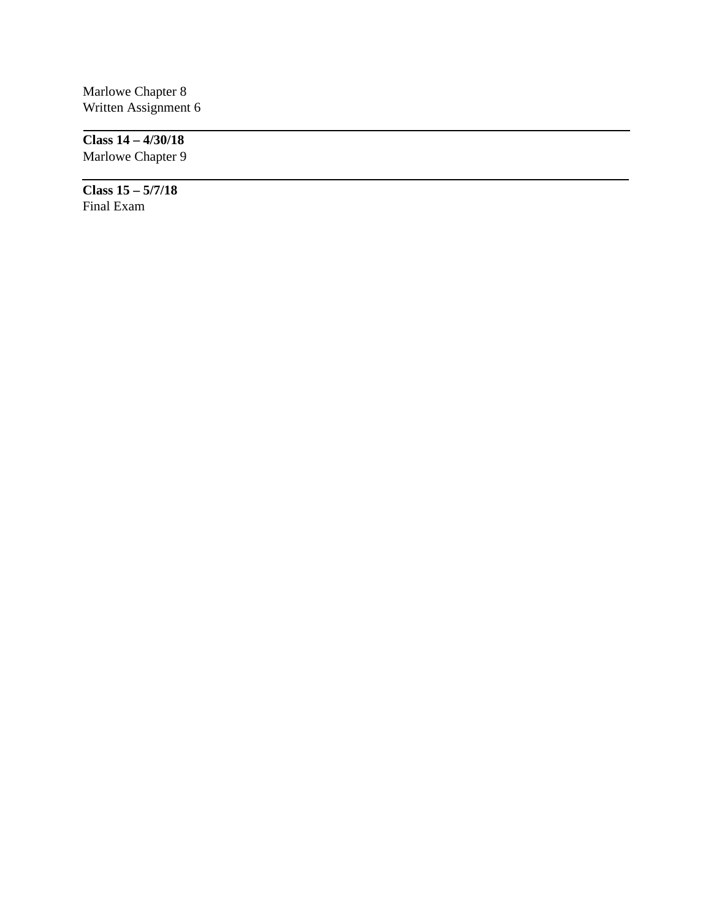Marlowe Chapter 8
Written Assignment 6

---

**Class 14 – 4/30/18**
Marlowe Chapter 9

---

**Class 15 – 5/7/18**
Final Exam